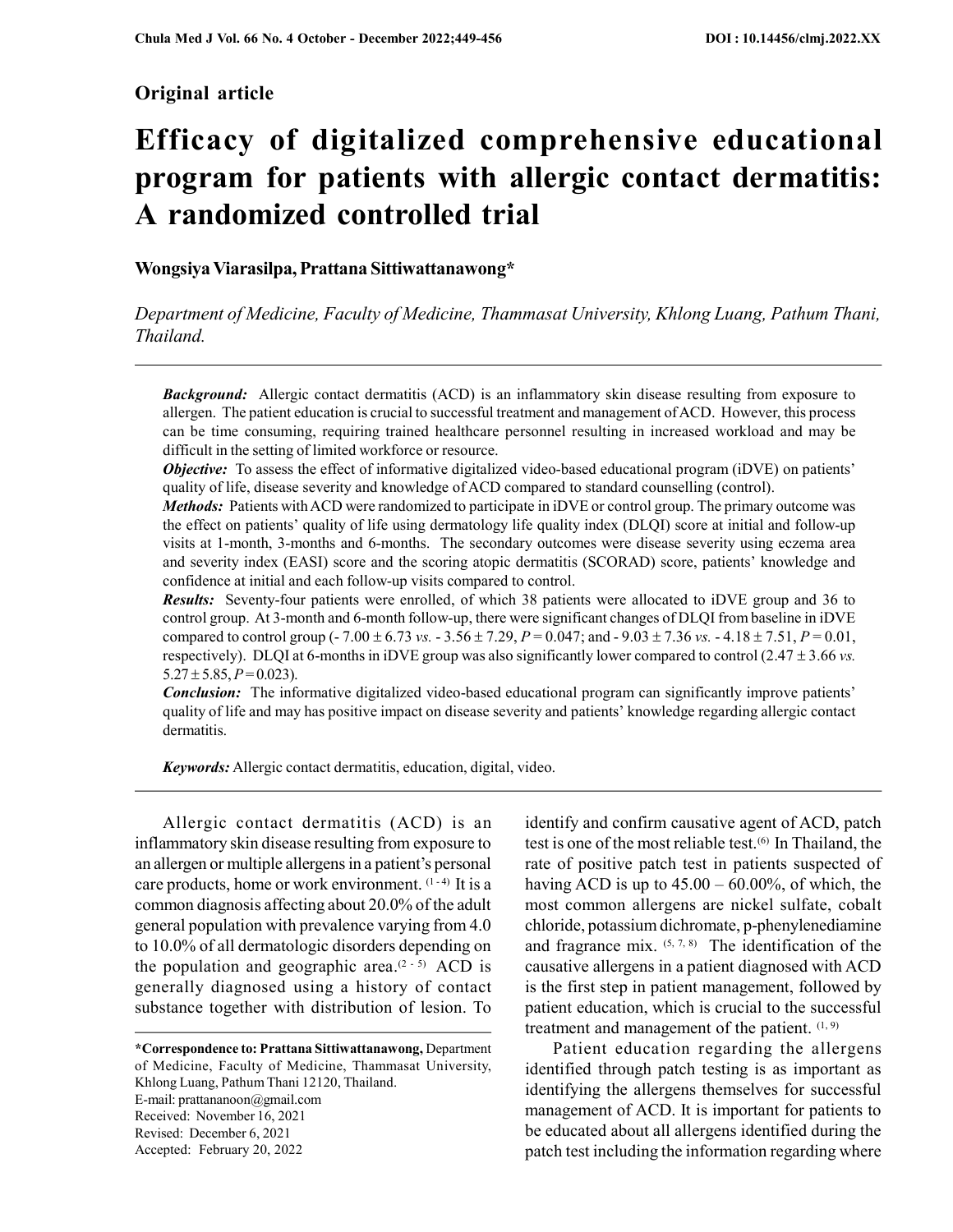**Original article**

# Efficacy of digitalized comprehensive educational program for patients with allergic contact dermatitis: A randomized controlled trial

**Wongsiya Viarasilpa, Prattana Sittiwattanawong***

*Department of Medicine, Faculty of Medicine, Thammasat University, Khlong Luang, Pathum Thani, Thailand.*

***Background:*** Allergic contact dermatitis (ACD) is an inflammatory skin disease resulting from exposure to allergen. The patient education is crucial to successful treatment and management of ACD. However, this process can be time consuming, requiring trained healthcare personnel resulting in increased workload and may be difficult in the setting of limited workforce or resource.

***Objective:*** To assess the effect of informative digitalized video-based educational program (iDVE) on patients' quality of life, disease severity and knowledge of ACD compared to standard counselling (control).

***Methods:*** Patients with ACD were randomized to participate in iDVE or control group. The primary outcome was the effect on patients' quality of life using dermatology life quality index (DLQI) score at initial and follow-up visits at 1-month, 3-months and 6-months. The secondary outcomes were disease severity using eczema area and severity index (EASI) score and the scoring atopic dermatitis (SCORAD) score, patients' knowledge and confidence at initial and each follow-up visits compared to control.

***Results:*** Seventy-four patients were enrolled, of which 38 patients were allocated to iDVE group and 36 to control group. At 3-month and 6-month follow-up, there were significant changes of DLQI from baseline in iDVE compared to control group ($-7.00 \pm 6.73$ *vs.* $-3.56 \pm 7.29$, $P = 0.047$; and $-9.03 \pm 7.36$ *vs.* $-4.18 \pm 7.51$, $P = 0.01$, respectively). DLQI at 6-months in iDVE group was also significantly lower compared to control ($2.47 \pm 3.66$ *vs.* $5.27 \pm 5.85$, $P = 0.023$).

***Conclusion:*** The informative digitalized video-based educational program can significantly improve patients' quality of life and may has positive impact on disease severity and patients' knowledge regarding allergic contact dermatitis.

***Keywords:*** Allergic contact dermatitis, education, digital, video.

Allergic contact dermatitis (ACD) is an inflammatory skin disease resulting from exposure to an allergen or multiple allergens in a patient's personal care products, home or work environment. [1-4] It is a common diagnosis affecting about 20.0% of the adult general population with prevalence varying from 4.0 to 10.0% of all dermatologic disorders depending on the population and geographic area.[2-5] ACD is generally diagnosed using a history of contact substance together with distribution of lesion. To identify and confirm causative agent of ACD, patch test is one of the most reliable test.[6] In Thailand, the rate of positive patch test in patients suspected of having ACD is up to 45.00 – 60.00%, of which, the most common allergens are nickel sulfate, cobalt chloride, potassium dichromate, p-phenylenediamine and fragrance mix. [5, 7, 8] The identification of the causative allergens in a patient diagnosed with ACD is the first step in patient management, followed by patient education, which is crucial to the successful treatment and management of the patient. [1, 9]

Patient education regarding the allergens identified through patch testing is as important as identifying the allergens themselves for successful management of ACD. It is important for patients to be educated about all allergens identified during the patch test including the information regarding where

*Correspondence to: **Prattana Sittiwattanawong,** Department of Medicine, Faculty of Medicine, Thammasat University, Khlong Luang, Pathum Thani 12120, Thailand.
E-mail: prattananoon@gmail.com
Received: November 16, 2021
Revised: December 6, 2021
Accepted: February 20, 2022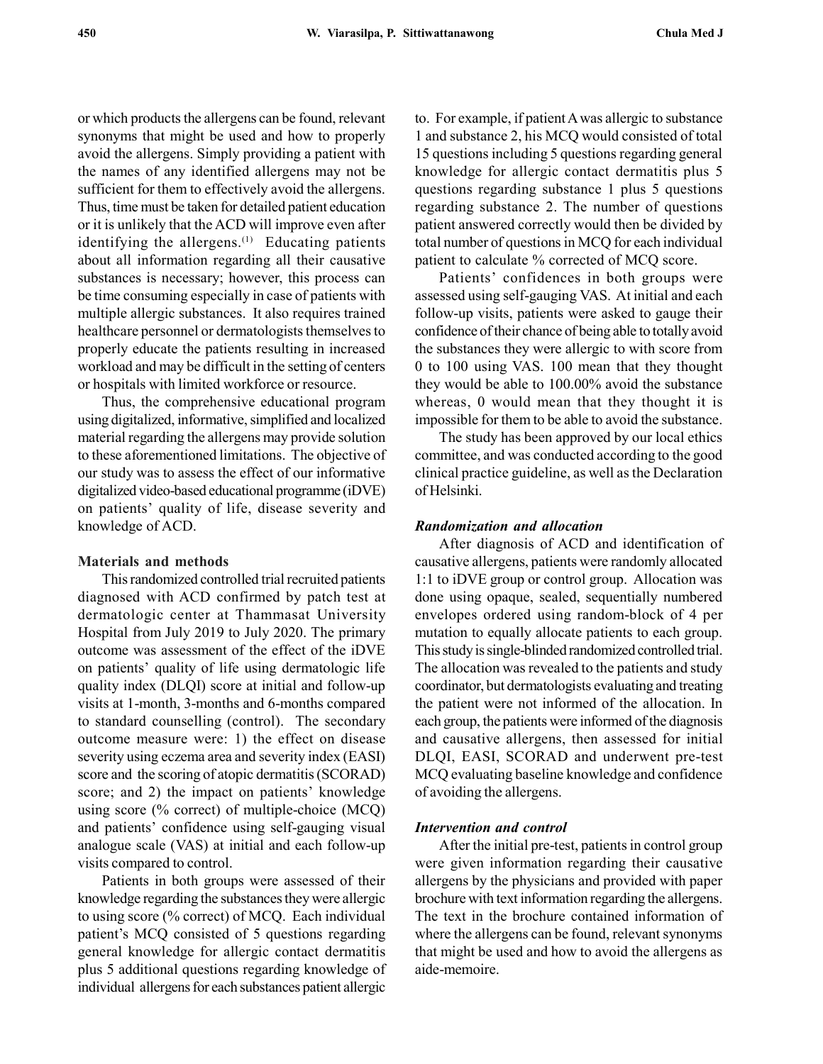or which products the allergens can be found, relevant synonyms that might be used and how to properly avoid the allergens. Simply providing a patient with the names of any identified allergens may not be sufficient for them to effectively avoid the allergens. Thus, time must be taken for detailed patient education or it is unlikely that the ACD will improve even after identifying the allergens.[1] Educating patients about all information regarding all their causative substances is necessary; however, this process can be time consuming especially in case of patients with multiple allergic substances. It also requires trained healthcare personnel or dermatologists themselves to properly educate the patients resulting in increased workload and may be difficult in the setting of centers or hospitals with limited workforce or resource.

Thus, the comprehensive educational program using digitalized, informative, simplified and localized material regarding the allergens may provide solution to these aforementioned limitations. The objective of our study was to assess the effect of our informative digitalized video-based educational programme (iDVE) on patients' quality of life, disease severity and knowledge of ACD.

## Materials and methods

This randomized controlled trial recruited patients diagnosed with ACD confirmed by patch test at dermatologic center at Thammasat University Hospital from July 2019 to July 2020. The primary outcome was assessment of the effect of the iDVE on patients' quality of life using dermatologic life quality index (DLQI) score at initial and follow-up visits at 1-month, 3-months and 6-months compared to standard counselling (control). The secondary outcome measure were: 1) the effect on disease severity using eczema area and severity index (EASI) score and the scoring of atopic dermatitis (SCORAD) score; and 2) the impact on patients' knowledge using score (% correct) of multiple-choice (MCQ) and patients' confidence using self-gauging visual analogue scale (VAS) at initial and each follow-up visits compared to control.

Patients in both groups were assessed of their knowledge regarding the substances they were allergic to using score (% correct) of MCQ. Each individual patient's MCQ consisted of 5 questions regarding general knowledge for allergic contact dermatitis plus 5 additional questions regarding knowledge of individual allergens for each substances patient allergic to. For example, if patient A was allergic to substance 1 and substance 2, his MCQ would consisted of total 15 questions including 5 questions regarding general knowledge for allergic contact dermatitis plus 5 questions regarding substance 1 plus 5 questions regarding substance 2. The number of questions patient answered correctly would then be divided by total number of questions in MCQ for each individual patient to calculate % corrected of MCQ score.

Patients' confidences in both groups were assessed using self-gauging VAS. At initial and each follow-up visits, patients were asked to gauge their confidence of their chance of being able to totally avoid the substances they were allergic to with score from 0 to 100 using VAS. 100 mean that they thought they would be able to 100.00% avoid the substance whereas, 0 would mean that they thought it is impossible for them to be able to avoid the substance.

The study has been approved by our local ethics committee, and was conducted according to the good clinical practice guideline, as well as the Declaration of Helsinki.

### *Randomization and allocation*

After diagnosis of ACD and identification of causative allergens, patients were randomly allocated 1:1 to iDVE group or control group. Allocation was done using opaque, sealed, sequentially numbered envelopes ordered using random-block of 4 per mutation to equally allocate patients to each group. This study is single-blinded randomized controlled trial. The allocation was revealed to the patients and study coordinator, but dermatologists evaluating and treating the patient were not informed of the allocation. In each group, the patients were informed of the diagnosis and causative allergens, then assessed for initial DLQI, EASI, SCORAD and underwent pre-test MCQ evaluating baseline knowledge and confidence of avoiding the allergens.

### *Intervention and control*

After the initial pre-test, patients in control group were given information regarding their causative allergens by the physicians and provided with paper brochure with text information regarding the allergens. The text in the brochure contained information of where the allergens can be found, relevant synonyms that might be used and how to avoid the allergens as aide-memoire.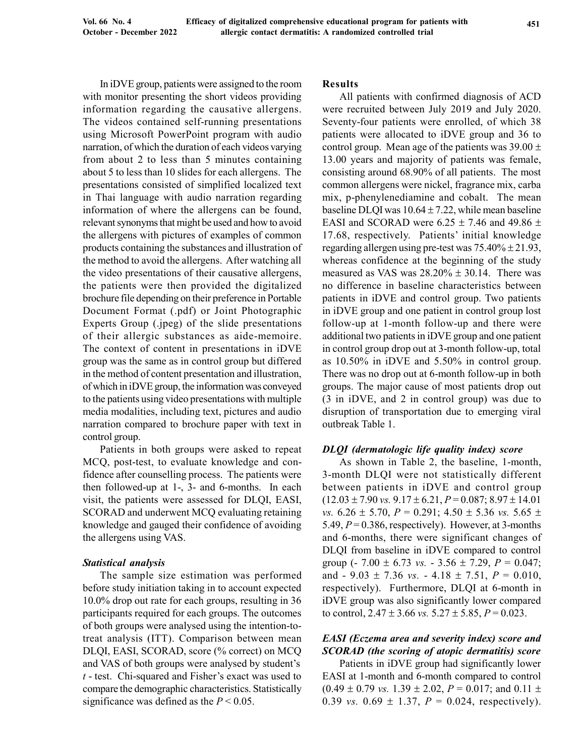In iDVE group, patients were assigned to the room with monitor presenting the short videos providing information regarding the causative allergens. The videos contained self-running presentations using Microsoft PowerPoint program with audio narration, of which the duration of each videos varying from about 2 to less than 5 minutes containing about 5 to less than 10 slides for each allergens. The presentations consisted of simplified localized text in Thai language with audio narration regarding information of where the allergens can be found, relevant synonyms that might be used and how to avoid the allergens with pictures of examples of common products containing the substances and illustration of the method to avoid the allergens. After watching all the video presentations of their causative allergens, the patients were then provided the digitalized brochure file depending on their preference in Portable Document Format (.pdf) or Joint Photographic Experts Group (.jpeg) of the slide presentations of their allergic substances as aide-memoire. The context of content in presentations in iDVE group was the same as in control group but differed in the method of content presentation and illustration, of which in iDVE group, the information was conveyed to the patients using video presentations with multiple media modalities, including text, pictures and audio narration compared to brochure paper with text in control group.

Patients in both groups were asked to repeat MCQ, post-test, to evaluate knowledge and confidence after counselling process. The patients were then followed-up at 1-, 3- and 6-months. In each visit, the patients were assessed for DLQI, EASI, SCORAD and underwent MCQ evaluating retaining knowledge and gauged their confidence of avoiding the allergens using VAS.

### *Statistical analysis*

The sample size estimation was performed before study initiation taking in to account expected 10.0% drop out rate for each groups, resulting in 36 participants required for each groups. The outcomes of both groups were analysed using the intention-to-treat analysis (ITT). Comparison between mean DLQI, EASI, SCORAD, score (% correct) on MCQ and VAS of both groups were analysed by student's $t$ - test. Chi-squared and Fisher's exact was used to compare the demographic characteristics. Statistically significance was defined as the $P < 0.05$.

## Results

All patients with confirmed diagnosis of ACD were recruited between July 2019 and July 2020. Seventy-four patients were enrolled, of which 38 patients were allocated to iDVE group and 36 to control group. Mean age of the patients was $39.00 \pm 13.00$ years and majority of patients was female, consisting around 68.90% of all patients. The most common allergens were nickel, fragrance mix, carba mix, p-phenylenediamine and cobalt. The mean baseline DLQI was $10.64 \pm 7.22$, while mean baseline EASI and SCORAD were $6.25 \pm 7.46$ and $49.86 \pm 17.68$, respectively. Patients' initial knowledge regarding allergen using pre-test was $75.40\% \pm 21.93$, whereas confidence at the beginning of the study measured as VAS was $28.20\% \pm 30.14$. There was no difference in baseline characteristics between patients in iDVE and control group. Two patients in iDVE group and one patient in control group lost follow-up at 1-month follow-up and there were additional two patients in iDVE group and one patient in control group drop out at 3-month follow-up, total as 10.50% in iDVE and 5.50% in control group. There was no drop out at 6-month follow-up in both groups. The major cause of most patients drop out (3 in iDVE, and 2 in control group) was due to disruption of transportation due to emerging viral outbreak Table 1.

### *DLQI (dermatologic life quality index) score*

As shown in Table 2, the baseline, 1-month, 3-month DLQI were not statistically different between patients in iDVE and control group ($12.03 \pm 7.90$ *vs.* $9.17 \pm 6.21$, $P = 0.087$; $8.97 \pm 14.01$ *vs.* $6.26 \pm 5.70$, $P = 0.291$; $4.50 \pm 5.36$ *vs.* $5.65 \pm 5.49$, $P = 0.386$, respectively). However, at 3-months and 6-months, there were significant changes of DLQI from baseline in iDVE compared to control group ($- 7.00 \pm 6.73$ *vs.* $- 3.56 \pm 7.29$, $P = 0.047$; and $- 9.03 \pm 7.36$ *vs.* $- 4.18 \pm 7.51$, $P = 0.010$, respectively). Furthermore, DLQI at 6-month in iDVE group was also significantly lower compared to control, $2.47 \pm 3.66$ *vs.* $5.27 \pm 5.85$, $P = 0.023$.

### *EASI (Eczema area and severity index) score and SCORAD (the scoring of atopic dermatitis) score*

Patients in iDVE group had significantly lower EASI at 1-month and 6-month compared to control ($0.49 \pm 0.79$ *vs.* $1.39 \pm 2.02$, $P = 0.017$; and $0.11 \pm 0.39$ *vs.* $0.69 \pm 1.37$, $P = 0.024$, respectively).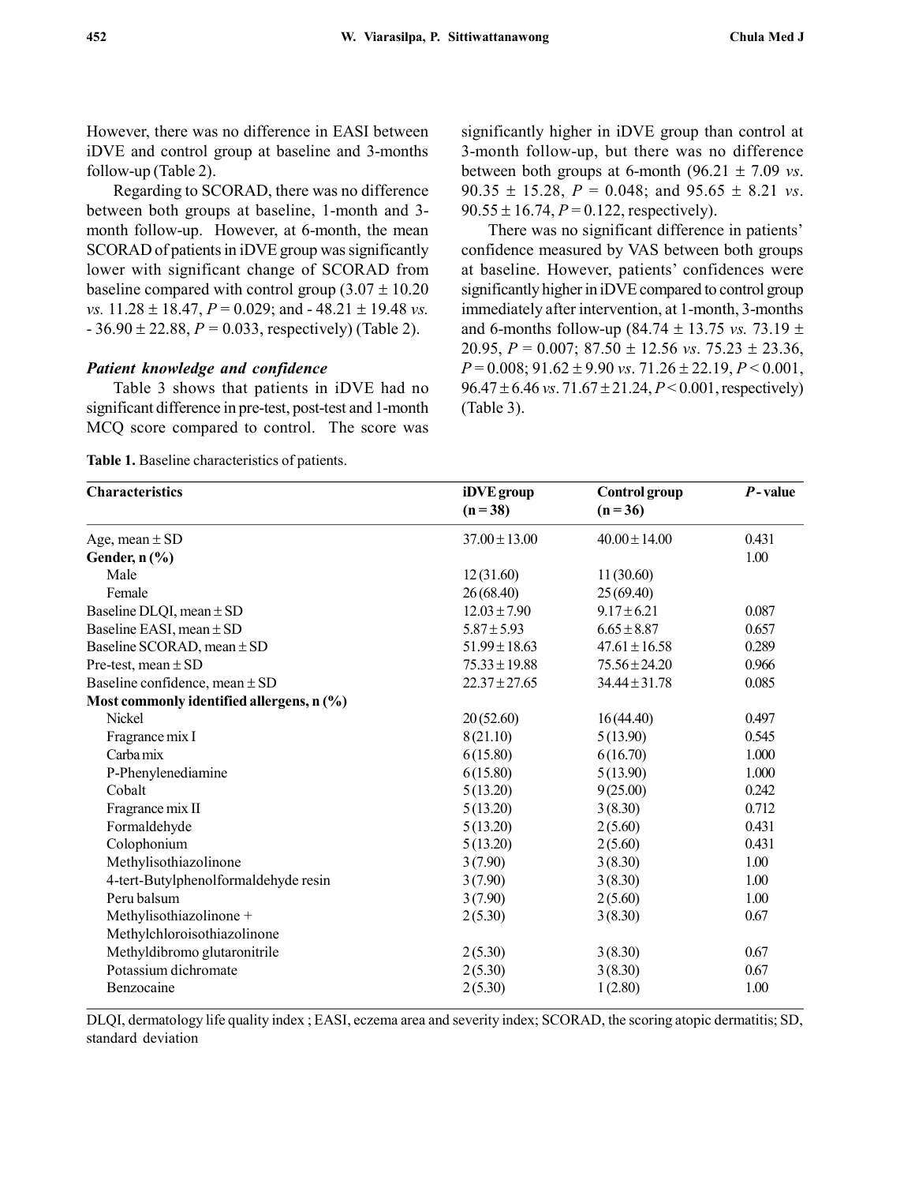However, there was no difference in EASI between iDVE and control group at baseline and 3-months follow-up (Table 2).

Regarding to SCORAD, there was no difference between both groups at baseline, 1-month and 3-month follow-up. However, at 6-month, the mean SCORAD of patients in iDVE group was significantly lower with significant change of SCORAD from baseline compared with control group (3.07 ± 10.20 *vs.* 11.28 ± 18.47, $P = 0.029$; and - 48.21 ± 19.48 *vs.* - 36.90 ± 22.88, $P = 0.033$, respectively) (Table 2).

### *Patient knowledge and confidence*

Table 3 shows that patients in iDVE had no significant difference in pre-test, post-test and 1-month MCQ score compared to control. The score was significantly higher in iDVE group than control at 3-month follow-up, but there was no difference between both groups at 6-month (96.21 ± 7.09 *vs*. 90.35 ± 15.28, $P = 0.048$; and 95.65 ± 8.21 *vs*. 90.55 ± 16.74, $P = 0.122$, respectively).

There was no significant difference in patients' confidence measured by VAS between both groups at baseline. However, patients' confidences were significantly higher in iDVE compared to control group immediately after intervention, at 1-month, 3-months and 6-months follow-up (84.74 ± 13.75 *vs.* 73.19 ± 20.95, $P = 0.007$; 87.50 ± 12.56 *vs*. 75.23 ± 23.36, $P = 0.008$; 91.62 ± 9.90 *vs*. 71.26 ± 22.19, $P < 0.001$, 96.47 ± 6.46 *vs*. 71.67 ± 21.24, $P < 0.001$, respectively) (Table 3).

**Table 1.** Baseline characteristics of patients.

| Characteristics | iDVE group (n = 38) | Control group (n = 36) | *P* - value |
|---|---|---|---|
| Age, mean ± SD | 37.00 ± 13.00 | 40.00 ± 14.00 | 0.431 |
| **Gender, n (%)** | | | 1.00 |
| Male | 12 (31.60) | 11 (30.60) | |
| Female | 26 (68.40) | 25 (69.40) | |
| Baseline DLQI, mean ± SD | 12.03 ± 7.90 | 9.17 ± 6.21 | 0.087 |
| Baseline EASI, mean ± SD | 5.87 ± 5.93 | 6.65 ± 8.87 | 0.657 |
| Baseline SCORAD, mean ± SD | 51.99 ± 18.63 | 47.61 ± 16.58 | 0.289 |
| Pre-test, mean ± SD | 75.33 ± 19.88 | 75.56 ± 24.20 | 0.966 |
| Baseline confidence, mean ± SD | 22.37 ± 27.65 | 34.44 ± 31.78 | 0.085 |
| **Most commonly identified allergens, n (%)** | | | |
| Nickel | 20 (52.60) | 16 (44.40) | 0.497 |
| Fragrance mix I | 8 (21.10) | 5 (13.90) | 0.545 |
| Carba mix | 6 (15.80) | 6 (16.70) | 1.000 |
| P-Phenylenediamine | 6 (15.80) | 5 (13.90) | 1.000 |
| Cobalt | 5 (13.20) | 9 (25.00) | 0.242 |
| Fragrance mix II | 5 (13.20) | 3 (8.30) | 0.712 |
| Formaldehyde | 5 (13.20) | 2 (5.60) | 0.431 |
| Colophonium | 5 (13.20) | 2 (5.60) | 0.431 |
| Methylisothiazolinone | 3 (7.90) | 3 (8.30) | 1.00 |
| 4-tert-Butylphenolformaldehyde resin | 3 (7.90) | 3 (8.30) | 1.00 |
| Peru balsum | 3 (7.90) | 2 (5.60) | 1.00 |
| Methylisothiazolinone + Methylchloroisothiazolinone | 2 (5.30) | 3 (8.30) | 0.67 |
| Methyldibromo glutaronitrile | 2 (5.30) | 3 (8.30) | 0.67 |
| Potassium dichromate | 2 (5.30) | 3 (8.30) | 0.67 |
| Benzocaine | 2 (5.30) | 1 (2.80) | 1.00 |

DLQI, dermatology life quality index ; EASI, eczema area and severity index; SCORAD, the scoring atopic dermatitis; SD, standard deviation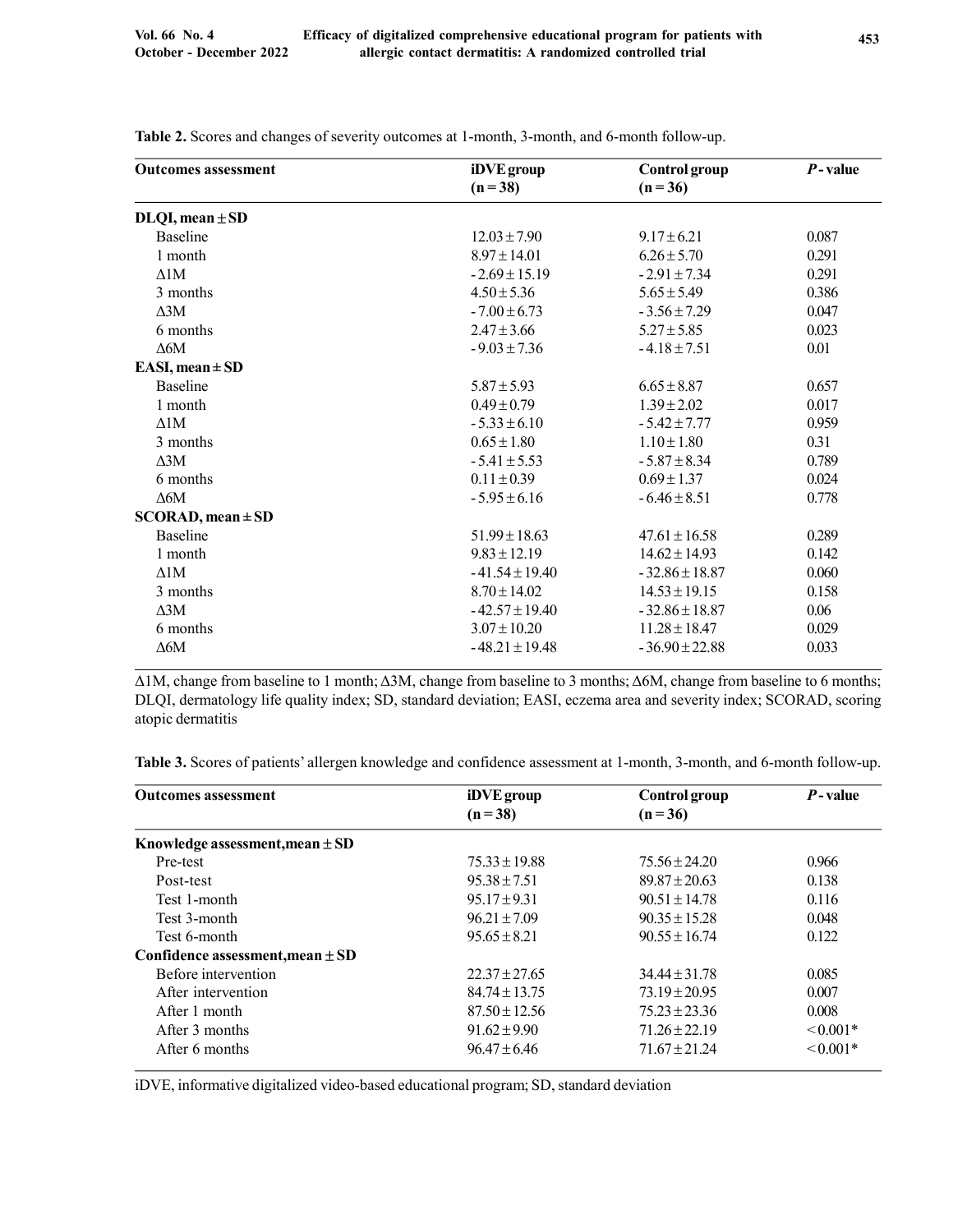**Table 2.** Scores and changes of severity outcomes at 1-month, 3-month, and 6-month follow-up.

| Outcomes assessment | iDVE group (n = 38) | Control group (n = 36) | *P*-value |
|---|---|---|---|
| **DLQI, mean ± SD** | | | |
| Baseline | 12.03 ± 7.90 | 9.17 ± 6.21 | 0.087 |
| 1 month | 8.97 ± 14.01 | 6.26 ± 5.70 | 0.291 |
| Δ1M | -2.69 ± 15.19 | -2.91 ± 7.34 | 0.291 |
| 3 months | 4.50 ± 5.36 | 5.65 ± 5.49 | 0.386 |
| Δ3M | -7.00 ± 6.73 | -3.56 ± 7.29 | 0.047 |
| 6 months | 2.47 ± 3.66 | 5.27 ± 5.85 | 0.023 |
| Δ6M | -9.03 ± 7.36 | -4.18 ± 7.51 | 0.01 |
| **EASI, mean ± SD** | | | |
| Baseline | 5.87 ± 5.93 | 6.65 ± 8.87 | 0.657 |
| 1 month | 0.49 ± 0.79 | 1.39 ± 2.02 | 0.017 |
| Δ1M | -5.33 ± 6.10 | -5.42 ± 7.77 | 0.959 |
| 3 months | 0.65 ± 1.80 | 1.10 ± 1.80 | 0.31 |
| Δ3M | -5.41 ± 5.53 | -5.87 ± 8.34 | 0.789 |
| 6 months | 0.11 ± 0.39 | 0.69 ± 1.37 | 0.024 |
| Δ6M | -5.95 ± 6.16 | -6.46 ± 8.51 | 0.778 |
| **SCORAD, mean ± SD** | | | |
| Baseline | 51.99 ± 18.63 | 47.61 ± 16.58 | 0.289 |
| 1 month | 9.83 ± 12.19 | 14.62 ± 14.93 | 0.142 |
| Δ1M | -41.54 ± 19.40 | -32.86 ± 18.87 | 0.060 |
| 3 months | 8.70 ± 14.02 | 14.53 ± 19.15 | 0.158 |
| Δ3M | -42.57 ± 19.40 | -32.86 ± 18.87 | 0.06 |
| 6 months | 3.07 ± 10.20 | 11.28 ± 18.47 | 0.029 |
| Δ6M | -48.21 ± 19.48 | -36.90 ± 22.88 | 0.033 |

Δ1M, change from baseline to 1 month; Δ3M, change from baseline to 3 months; Δ6M, change from baseline to 6 months; DLQI, dermatology life quality index; SD, standard deviation; EASI, eczema area and severity index; SCORAD, scoring atopic dermatitis

**Table 3.** Scores of patients' allergen knowledge and confidence assessment at 1-month, 3-month, and 6-month follow-up.

| Outcomes assessment | iDVE group (n = 38) | Control group (n = 36) | *P*-value |
|---|---|---|---|
| **Knowledge assessment, mean ± SD** | | | |
| Pre-test | 75.33 ± 19.88 | 75.56 ± 24.20 | 0.966 |
| Post-test | 95.38 ± 7.51 | 89.87 ± 20.63 | 0.138 |
| Test 1-month | 95.17 ± 9.31 | 90.51 ± 14.78 | 0.116 |
| Test 3-month | 96.21 ± 7.09 | 90.35 ± 15.28 | 0.048 |
| Test 6-month | 95.65 ± 8.21 | 90.55 ± 16.74 | 0.122 |
| **Confidence assessment, mean ± SD** | | | |
| Before intervention | 22.37 ± 27.65 | 34.44 ± 31.78 | 0.085 |
| After intervention | 84.74 ± 13.75 | 73.19 ± 20.95 | 0.007 |
| After 1 month | 87.50 ± 12.56 | 75.23 ± 23.36 | 0.008 |
| After 3 months | 91.62 ± 9.90 | 71.26 ± 22.19 | < 0.001* |
| After 6 months | 96.47 ± 6.46 | 71.67 ± 21.24 | < 0.001* |

iDVE, informative digitalized video-based educational program; SD, standard deviation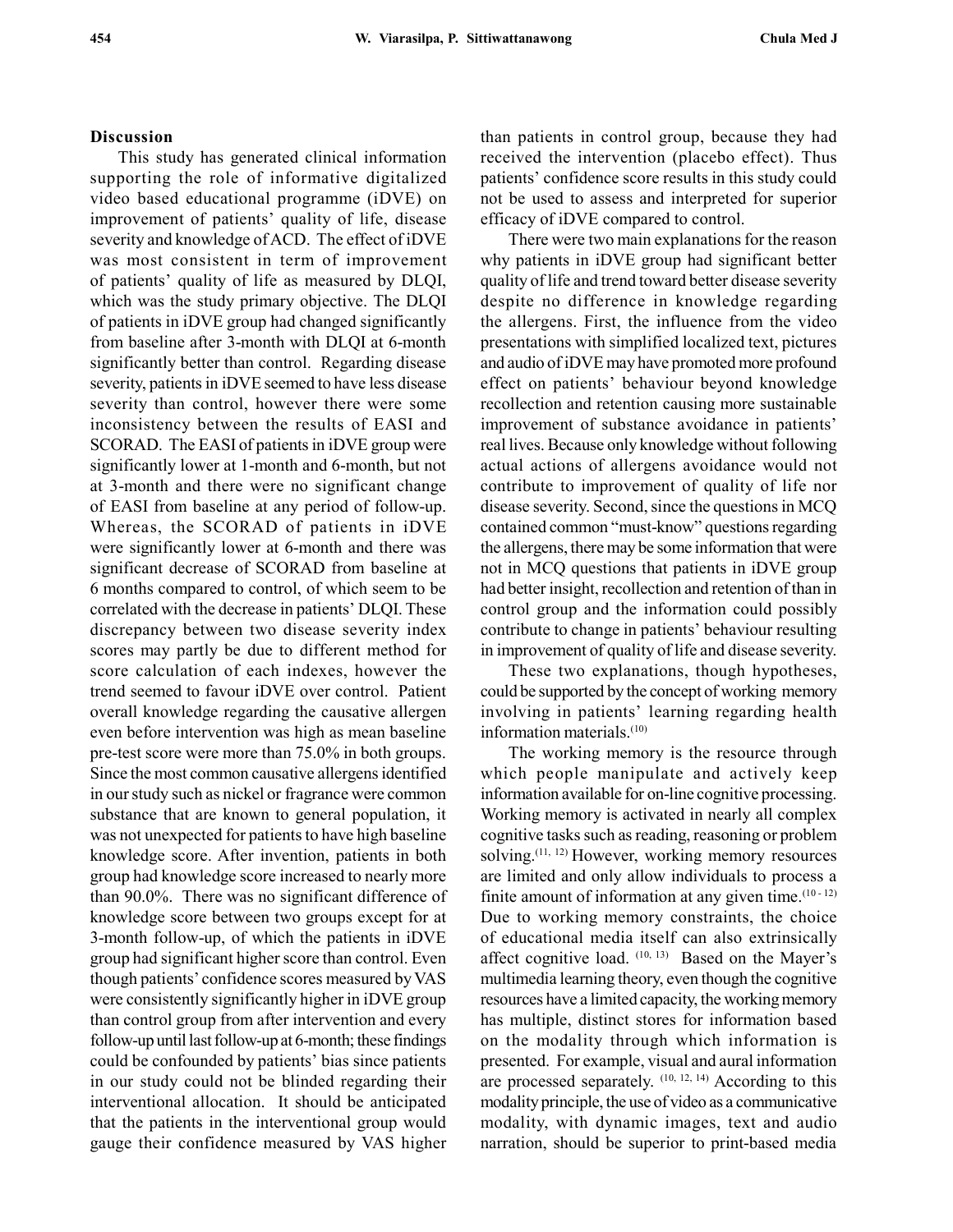## Discussion

This study has generated clinical information supporting the role of informative digitalized video based educational programme (iDVE) on improvement of patients' quality of life, disease severity and knowledge of ACD. The effect of iDVE was most consistent in term of improvement of patients' quality of life as measured by DLQI, which was the study primary objective. The DLQI of patients in iDVE group had changed significantly from baseline after 3-month with DLQI at 6-month significantly better than control. Regarding disease severity, patients in iDVE seemed to have less disease severity than control, however there were some inconsistency between the results of EASI and SCORAD. The EASI of patients in iDVE group were significantly lower at 1-month and 6-month, but not at 3-month and there were no significant change of EASI from baseline at any period of follow-up. Whereas, the SCORAD of patients in iDVE were significantly lower at 6-month and there was significant decrease of SCORAD from baseline at 6 months compared to control, of which seem to be correlated with the decrease in patients' DLQI. These discrepancy between two disease severity index scores may partly be due to different method for score calculation of each indexes, however the trend seemed to favour iDVE over control. Patient overall knowledge regarding the causative allergen even before intervention was high as mean baseline pre-test score were more than 75.0% in both groups. Since the most common causative allergens identified in our study such as nickel or fragrance were common substance that are known to general population, it was not unexpected for patients to have high baseline knowledge score. After invention, patients in both group had knowledge score increased to nearly more than 90.0%. There was no significant difference of knowledge score between two groups except for at 3-month follow-up, of which the patients in iDVE group had significant higher score than control. Even though patients' confidence scores measured by VAS were consistently significantly higher in iDVE group than control group from after intervention and every follow-up until last follow-up at 6-month; these findings could be confounded by patients' bias since patients in our study could not be blinded regarding their interventional allocation. It should be anticipated that the patients in the interventional group would gauge their confidence measured by VAS higher than patients in control group, because they had received the intervention (placebo effect). Thus patients' confidence score results in this study could not be used to assess and interpreted for superior efficacy of iDVE compared to control.

There were two main explanations for the reason why patients in iDVE group had significant better quality of life and trend toward better disease severity despite no difference in knowledge regarding the allergens. First, the influence from the video presentations with simplified localized text, pictures and audio of iDVE may have promoted more profound effect on patients' behaviour beyond knowledge recollection and retention causing more sustainable improvement of substance avoidance in patients' real lives. Because only knowledge without following actual actions of allergens avoidance would not contribute to improvement of quality of life nor disease severity. Second, since the questions in MCQ contained common "must-know" questions regarding the allergens, there may be some information that were not in MCQ questions that patients in iDVE group had better insight, recollection and retention of than in control group and the information could possibly contribute to change in patients' behaviour resulting in improvement of quality of life and disease severity.

These two explanations, though hypotheses, could be supported by the concept of working memory involving in patients' learning regarding health information materials.[10]

The working memory is the resource through which people manipulate and actively keep information available for on-line cognitive processing. Working memory is activated in nearly all complex cognitive tasks such as reading, reasoning or problem solving.[11, 12] However, working memory resources are limited and only allow individuals to process a finite amount of information at any given time.[10 - 12] Due to working memory constraints, the choice of educational media itself can also extrinsically affect cognitive load. [10, 13] Based on the Mayer's multimedia learning theory, even though the cognitive resources have a limited capacity, the working memory has multiple, distinct stores for information based on the modality through which information is presented. For example, visual and aural information are processed separately. [10, 12, 14] According to this modality principle, the use of video as a communicative modality, with dynamic images, text and audio narration, should be superior to print-based media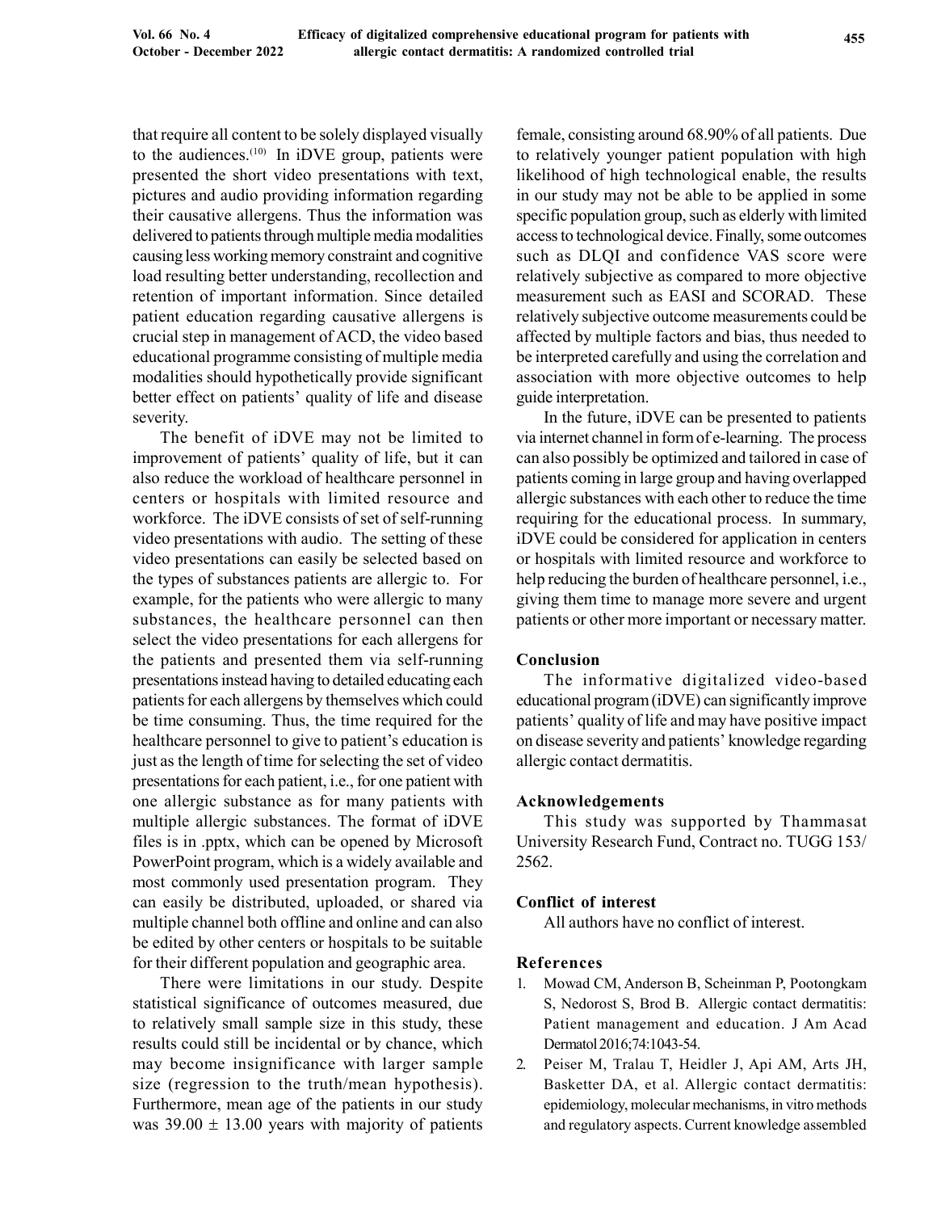that require all content to be solely displayed visually to the audiences.[10] In iDVE group, patients were presented the short video presentations with text, pictures and audio providing information regarding their causative allergens. Thus the information was delivered to patients through multiple media modalities causing less working memory constraint and cognitive load resulting better understanding, recollection and retention of important information. Since detailed patient education regarding causative allergens is crucial step in management of ACD, the video based educational programme consisting of multiple media modalities should hypothetically provide significant better effect on patients' quality of life and disease severity.

The benefit of iDVE may not be limited to improvement of patients' quality of life, but it can also reduce the workload of healthcare personnel in centers or hospitals with limited resource and workforce. The iDVE consists of set of self-running video presentations with audio. The setting of these video presentations can easily be selected based on the types of substances patients are allergic to. For example, for the patients who were allergic to many substances, the healthcare personnel can then select the video presentations for each allergens for the patients and presented them via self-running presentations instead having to detailed educating each patients for each allergens by themselves which could be time consuming. Thus, the time required for the healthcare personnel to give to patient's education is just as the length of time for selecting the set of video presentations for each patient, i.e., for one patient with one allergic substance as for many patients with multiple allergic substances. The format of iDVE files is in .pptx, which can be opened by Microsoft PowerPoint program, which is a widely available and most commonly used presentation program. They can easily be distributed, uploaded, or shared via multiple channel both offline and online and can also be edited by other centers or hospitals to be suitable for their different population and geographic area.

There were limitations in our study. Despite statistical significance of outcomes measured, due to relatively small sample size in this study, these results could still be incidental or by chance, which may become insignificance with larger sample size (regression to the truth/mean hypothesis). Furthermore, mean age of the patients in our study was $39.00 \pm 13.00$ years with majority of patients female, consisting around 68.90% of all patients. Due to relatively younger patient population with high likelihood of high technological enable, the results in our study may not be able to be applied in some specific population group, such as elderly with limited access to technological device. Finally, some outcomes such as DLQI and confidence VAS score were relatively subjective as compared to more objective measurement such as EASI and SCORAD. These relatively subjective outcome measurements could be affected by multiple factors and bias, thus needed to be interpreted carefully and using the correlation and association with more objective outcomes to help guide interpretation.

In the future, iDVE can be presented to patients via internet channel in form of e-learning. The process can also possibly be optimized and tailored in case of patients coming in large group and having overlapped allergic substances with each other to reduce the time requiring for the educational process. In summary, iDVE could be considered for application in centers or hospitals with limited resource and workforce to help reducing the burden of healthcare personnel, i.e., giving them time to manage more severe and urgent patients or other more important or necessary matter.

## Conclusion

The informative digitalized video-based educational program (iDVE) can significantly improve patients' quality of life and may have positive impact on disease severity and patients' knowledge regarding allergic contact dermatitis.

## Acknowledgements

This study was supported by Thammasat University Research Fund, Contract no. TUGG 153/2562.

## Conflict of interest

All authors have no conflict of interest.

## References

1. Mowad CM, Anderson B, Scheinman P, Pootongkam S, Nedorost S, Brod B. Allergic contact dermatitis: Patient management and education. J Am Acad Dermatol 2016;74:1043-54.
2. Peiser M, Tralau T, Heidler J, Api AM, Arts JH, Basketter DA, et al. Allergic contact dermatitis: epidemiology, molecular mechanisms, in vitro methods and regulatory aspects. Current knowledge assembled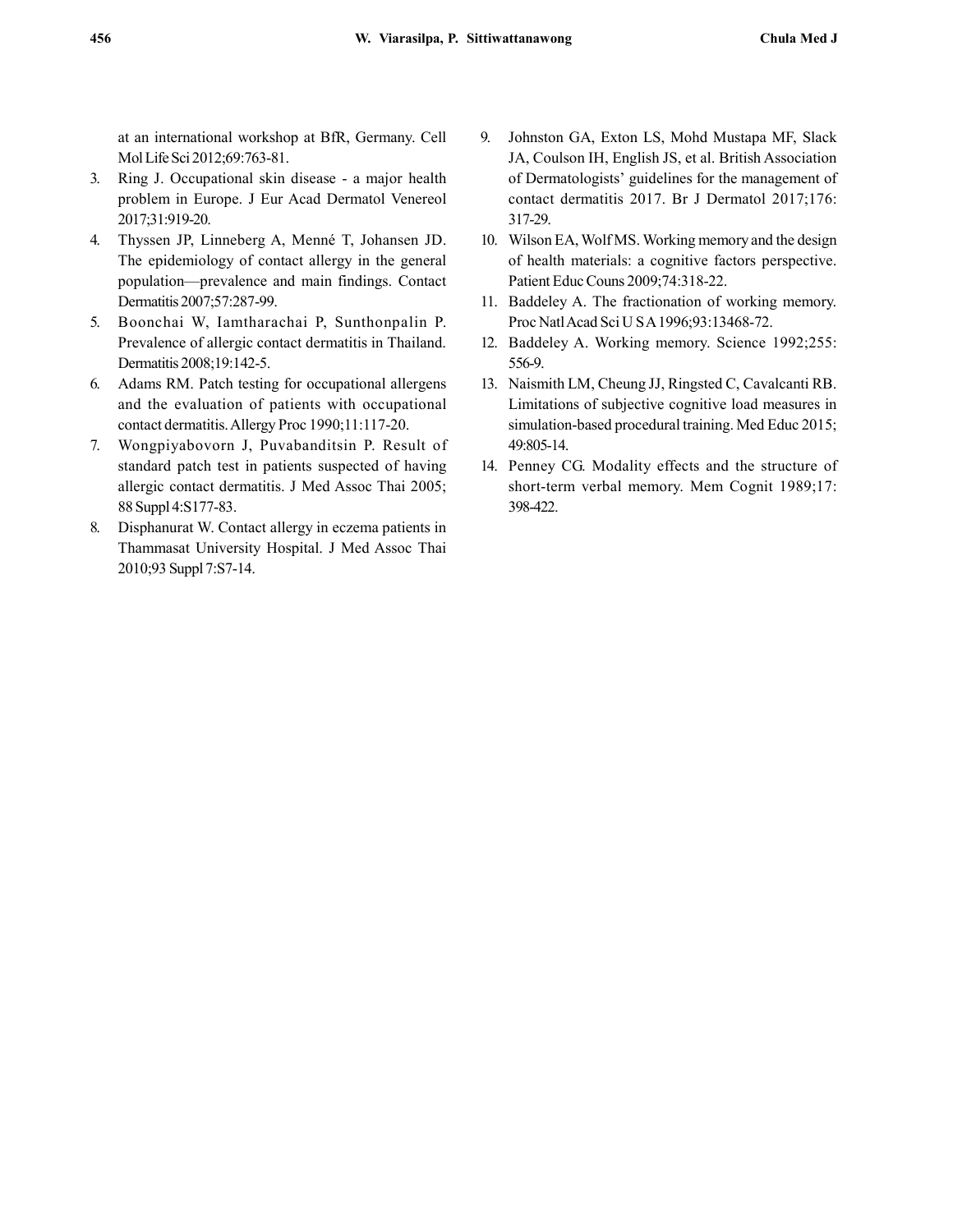at an international workshop at BfR, Germany. Cell Mol Life Sci 2012;69:763-81.

3. Ring J. Occupational skin disease - a major health problem in Europe. J Eur Acad Dermatol Venereol 2017;31:919-20.
4. Thyssen JP, Linneberg A, Menné T, Johansen JD. The epidemiology of contact allergy in the general population—prevalence and main findings. Contact Dermatitis 2007;57:287-99.
5. Boonchai W, Iamtharachai P, Sunthonpalin P. Prevalence of allergic contact dermatitis in Thailand. Dermatitis 2008;19:142-5.
6. Adams RM. Patch testing for occupational allergens and the evaluation of patients with occupational contact dermatitis. Allergy Proc 1990;11:117-20.
7. Wongpiyabovorn J, Puvabanditsin P. Result of standard patch test in patients suspected of having allergic contact dermatitis. J Med Assoc Thai 2005; 88 Suppl 4:S177-83.
8. Disphanurat W. Contact allergy in eczema patients in Thammasat University Hospital. J Med Assoc Thai 2010;93 Suppl 7:S7-14.
9. Johnston GA, Exton LS, Mohd Mustapa MF, Slack JA, Coulson IH, English JS, et al. British Association of Dermatologists' guidelines for the management of contact dermatitis 2017. Br J Dermatol 2017;176: 317-29.
10. Wilson EA, Wolf MS. Working memory and the design of health materials: a cognitive factors perspective. Patient Educ Couns 2009;74:318-22.
11. Baddeley A. The fractionation of working memory. Proc Natl Acad Sci U S A 1996;93:13468-72.
12. Baddeley A. Working memory. Science 1992;255: 556-9.
13. Naismith LM, Cheung JJ, Ringsted C, Cavalcanti RB. Limitations of subjective cognitive load measures in simulation-based procedural training. Med Educ 2015; 49:805-14.
14. Penney CG. Modality effects and the structure of short-term verbal memory. Mem Cognit 1989;17: 398-422.